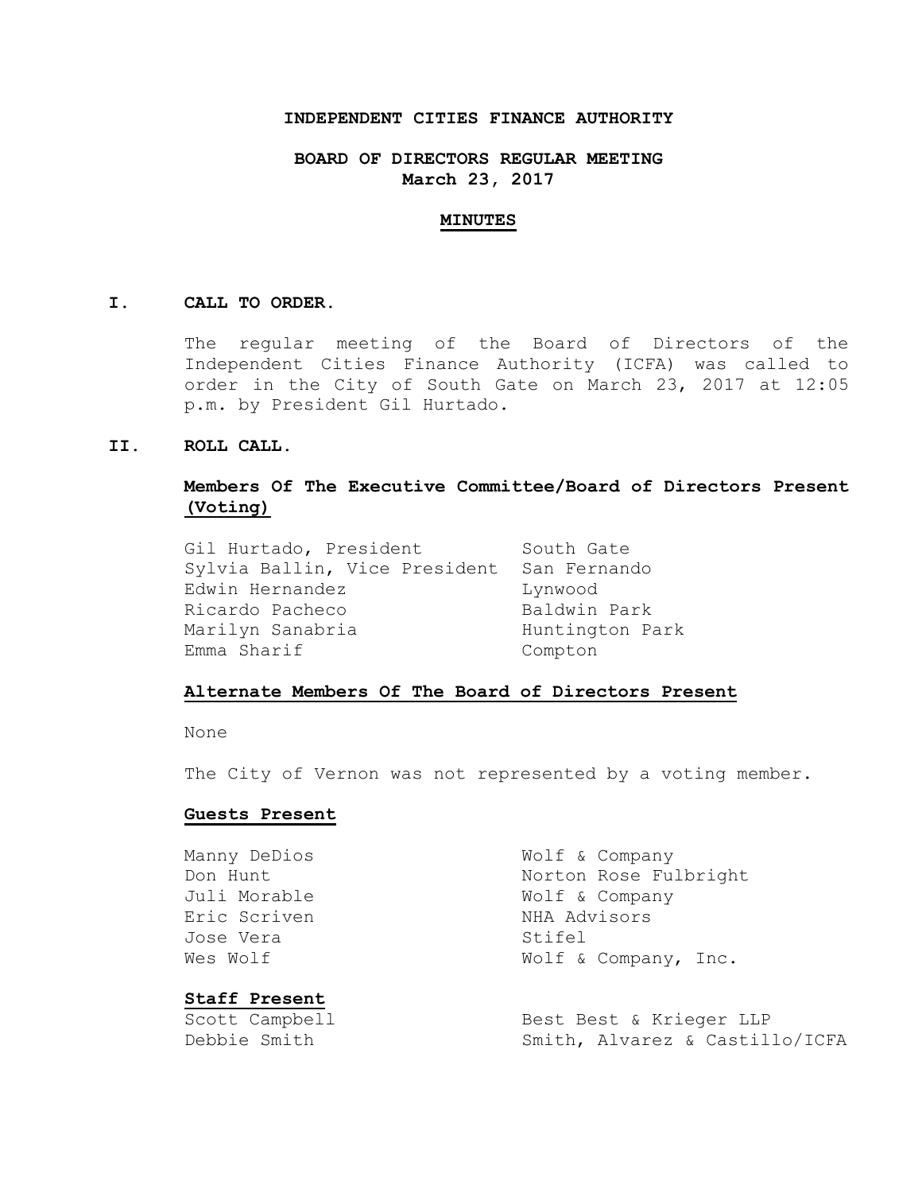# INDEPENDENT CITIES FINANCE AUTHORITY

## BOARD OF DIRECTORS REGULAR MEETING
## March 23, 2017

## MINUTES

### I. CALL TO ORDER.

The regular meeting of the Board of Directors of the Independent Cities Finance Authority (ICFA) was called to order in the City of South Gate on March 23, 2017 at 12:05 p.m. by President Gil Hurtado.

### II. ROLL CALL.

**Members Of The Executive Committee/Board of Directors Present (Voting)**

| | |
|---|---|
| Gil Hurtado, President | South Gate |
| Sylvia Ballin, Vice President | San Fernando |
| Edwin Hernandez | Lynwood |
| Ricardo Pacheco | Baldwin Park |
| Marilyn Sanabria | Huntington Park |
| Emma Sharif | Compton |

**Alternate Members Of The Board of Directors Present**

None

The City of Vernon was not represented by a voting member.

**Guests Present**

| | |
|---|---|
| Manny DeDios | Wolf & Company |
| Don Hunt | Norton Rose Fulbright |
| Juli Morable | Wolf & Company |
| Eric Scriven | NHA Advisors |
| Jose Vera | Stifel |
| Wes Wolf | Wolf & Company, Inc. |

**Staff Present**

| | |
|---|---|
| Scott Campbell | Best Best & Krieger LLP |
| Debbie Smith | Smith, Alvarez & Castillo/ICFA |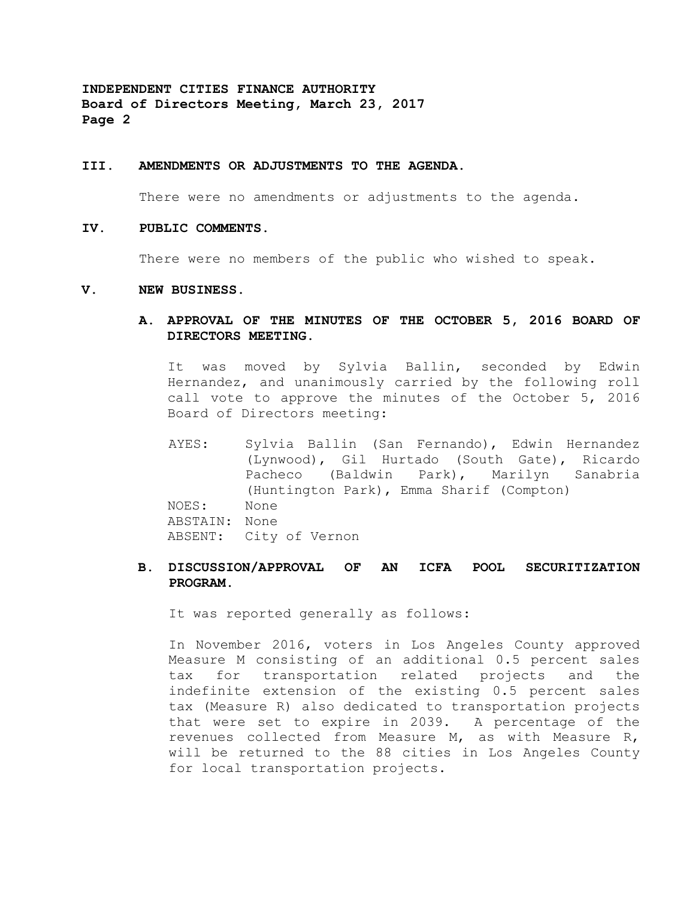## III. AMENDMENTS OR ADJUSTMENTS TO THE AGENDA.

There were no amendments or adjustments to the agenda.

## IV. PUBLIC COMMENTS.

There were no members of the public who wished to speak.

## V. NEW BUSINESS.

### A. APPROVAL OF THE MINUTES OF THE OCTOBER 5, 2016 BOARD OF DIRECTORS MEETING.

It was moved by Sylvia Ballin, seconded by Edwin Hernandez, and unanimously carried by the following roll call vote to approve the minutes of the October 5, 2016 Board of Directors meeting:

AYES: Sylvia Ballin (San Fernando), Edwin Hernandez (Lynwood), Gil Hurtado (South Gate), Ricardo Pacheco (Baldwin Park), Marilyn Sanabria (Huntington Park), Emma Sharif (Compton)
NOES: None
ABSTAIN: None
ABSENT: City of Vernon

### B. DISCUSSION/APPROVAL OF AN ICFA POOL SECURITIZATION PROGRAM.

It was reported generally as follows:

In November 2016, voters in Los Angeles County approved Measure M consisting of an additional 0.5 percent sales tax for transportation related projects and the indefinite extension of the existing 0.5 percent sales tax (Measure R) also dedicated to transportation projects that were set to expire in 2039. A percentage of the revenues collected from Measure M, as with Measure R, will be returned to the 88 cities in Los Angeles County for local transportation projects.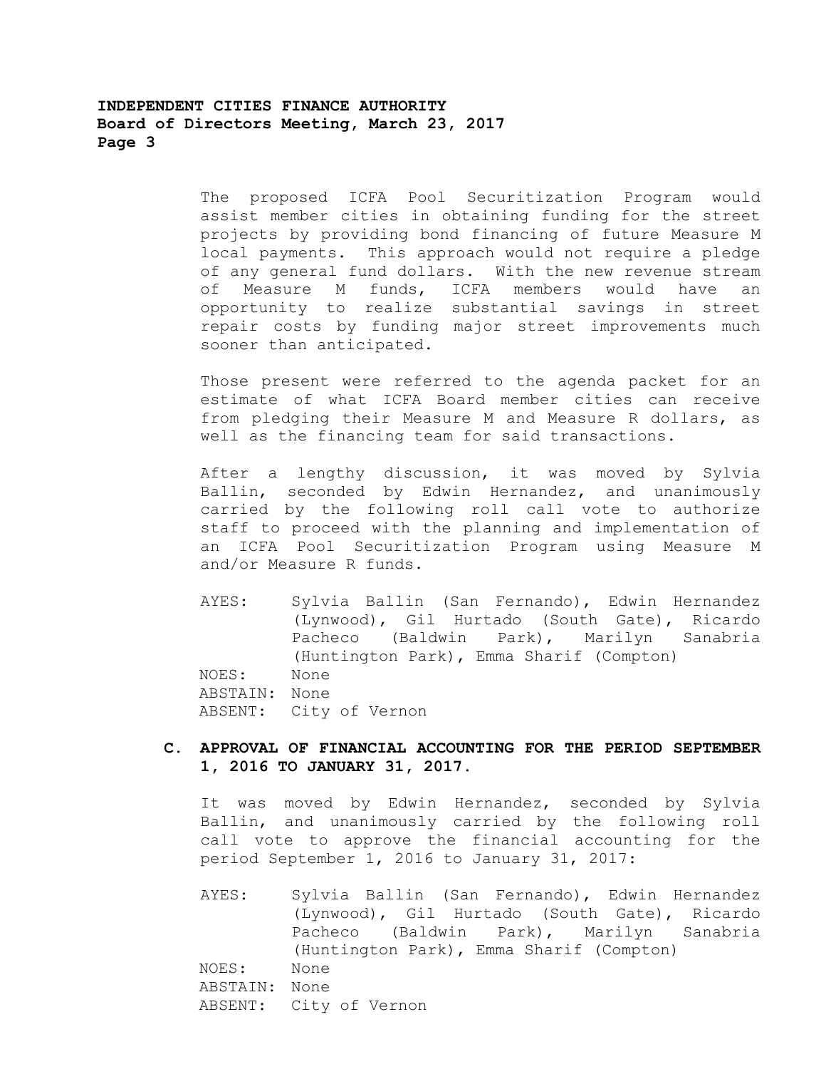The proposed ICFA Pool Securitization Program would assist member cities in obtaining funding for the street projects by providing bond financing of future Measure M local payments. This approach would not require a pledge of any general fund dollars. With the new revenue stream of Measure M funds, ICFA members would have an opportunity to realize substantial savings in street repair costs by funding major street improvements much sooner than anticipated.

Those present were referred to the agenda packet for an estimate of what ICFA Board member cities can receive from pledging their Measure M and Measure R dollars, as well as the financing team for said transactions.

After a lengthy discussion, it was moved by Sylvia Ballin, seconded by Edwin Hernandez, and unanimously carried by the following roll call vote to authorize staff to proceed with the planning and implementation of an ICFA Pool Securitization Program using Measure M and/or Measure R funds.

AYES: Sylvia Ballin (San Fernando), Edwin Hernandez (Lynwood), Gil Hurtado (South Gate), Ricardo Pacheco (Baldwin Park), Marilyn Sanabria (Huntington Park), Emma Sharif (Compton)
NOES: None
ABSTAIN: None
ABSENT: City of Vernon

### C. APPROVAL OF FINANCIAL ACCOUNTING FOR THE PERIOD SEPTEMBER 1, 2016 TO JANUARY 31, 2017.

It was moved by Edwin Hernandez, seconded by Sylvia Ballin, and unanimously carried by the following roll call vote to approve the financial accounting for the period September 1, 2016 to January 31, 2017:

AYES: Sylvia Ballin (San Fernando), Edwin Hernandez (Lynwood), Gil Hurtado (South Gate), Ricardo Pacheco (Baldwin Park), Marilyn Sanabria (Huntington Park), Emma Sharif (Compton)
NOES: None
ABSTAIN: None
ABSENT: City of Vernon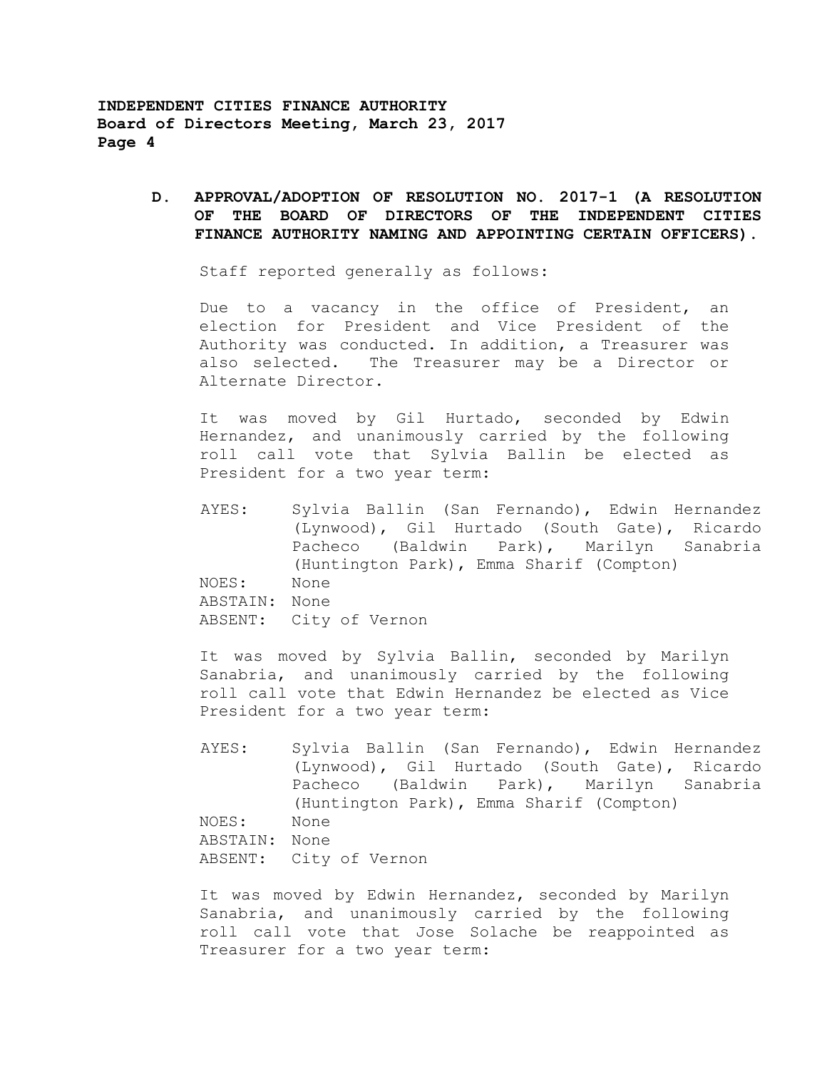**D. APPROVAL/ADOPTION OF RESOLUTION NO. 2017-1 (A RESOLUTION OF THE BOARD OF DIRECTORS OF THE INDEPENDENT CITIES FINANCE AUTHORITY NAMING AND APPOINTING CERTAIN OFFICERS).**

Staff reported generally as follows:

Due to a vacancy in the office of President, an election for President and Vice President of the Authority was conducted. In addition, a Treasurer was also selected. The Treasurer may be a Director or Alternate Director.

It was moved by Gil Hurtado, seconded by Edwin Hernandez, and unanimously carried by the following roll call vote that Sylvia Ballin be elected as President for a two year term:

AYES: Sylvia Ballin (San Fernando), Edwin Hernandez (Lynwood), Gil Hurtado (South Gate), Ricardo Pacheco (Baldwin Park), Marilyn Sanabria (Huntington Park), Emma Sharif (Compton)
NOES: None
ABSTAIN: None
ABSENT: City of Vernon

It was moved by Sylvia Ballin, seconded by Marilyn Sanabria, and unanimously carried by the following roll call vote that Edwin Hernandez be elected as Vice President for a two year term:

AYES: Sylvia Ballin (San Fernando), Edwin Hernandez (Lynwood), Gil Hurtado (South Gate), Ricardo Pacheco (Baldwin Park), Marilyn Sanabria (Huntington Park), Emma Sharif (Compton)
NOES: None
ABSTAIN: None
ABSENT: City of Vernon

It was moved by Edwin Hernandez, seconded by Marilyn Sanabria, and unanimously carried by the following roll call vote that Jose Solache be reappointed as Treasurer for a two year term: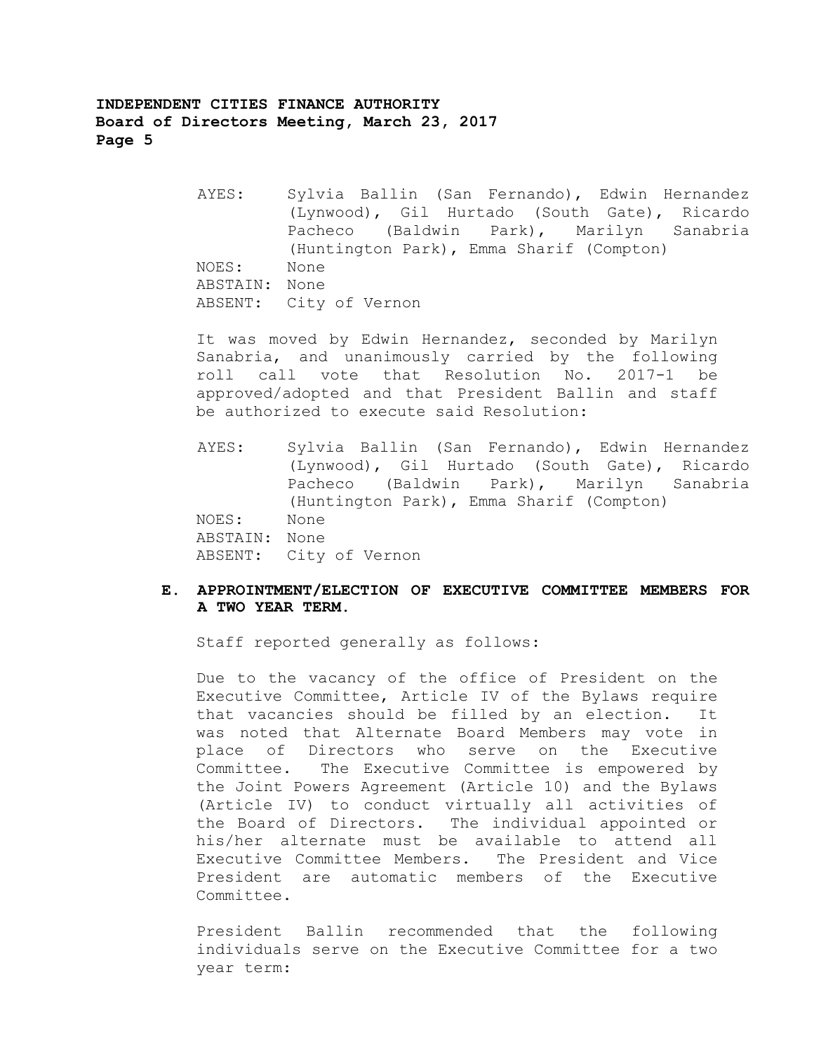AYES: Sylvia Ballin (San Fernando), Edwin Hernandez (Lynwood), Gil Hurtado (South Gate), Ricardo Pacheco (Baldwin Park), Marilyn Sanabria (Huntington Park), Emma Sharif (Compton)
NOES: None
ABSTAIN: None
ABSENT: City of Vernon

It was moved by Edwin Hernandez, seconded by Marilyn Sanabria, and unanimously carried by the following roll call vote that Resolution No. 2017-1 be approved/adopted and that President Ballin and staff be authorized to execute said Resolution:

AYES: Sylvia Ballin (San Fernando), Edwin Hernandez (Lynwood), Gil Hurtado (South Gate), Ricardo Pacheco (Baldwin Park), Marilyn Sanabria (Huntington Park), Emma Sharif (Compton)
NOES: None
ABSTAIN: None
ABSENT: City of Vernon

**E. APPROINTMENT/ELECTION OF EXECUTIVE COMMITTEE MEMBERS FOR A TWO YEAR TERM.**

Staff reported generally as follows:

Due to the vacancy of the office of President on the Executive Committee, Article IV of the Bylaws require that vacancies should be filled by an election. It was noted that Alternate Board Members may vote in place of Directors who serve on the Executive Committee. The Executive Committee is empowered by the Joint Powers Agreement (Article 10) and the Bylaws (Article IV) to conduct virtually all activities of the Board of Directors. The individual appointed or his/her alternate must be available to attend all Executive Committee Members. The President and Vice President are automatic members of the Executive Committee.

President Ballin recommended that the following individuals serve on the Executive Committee for a two year term: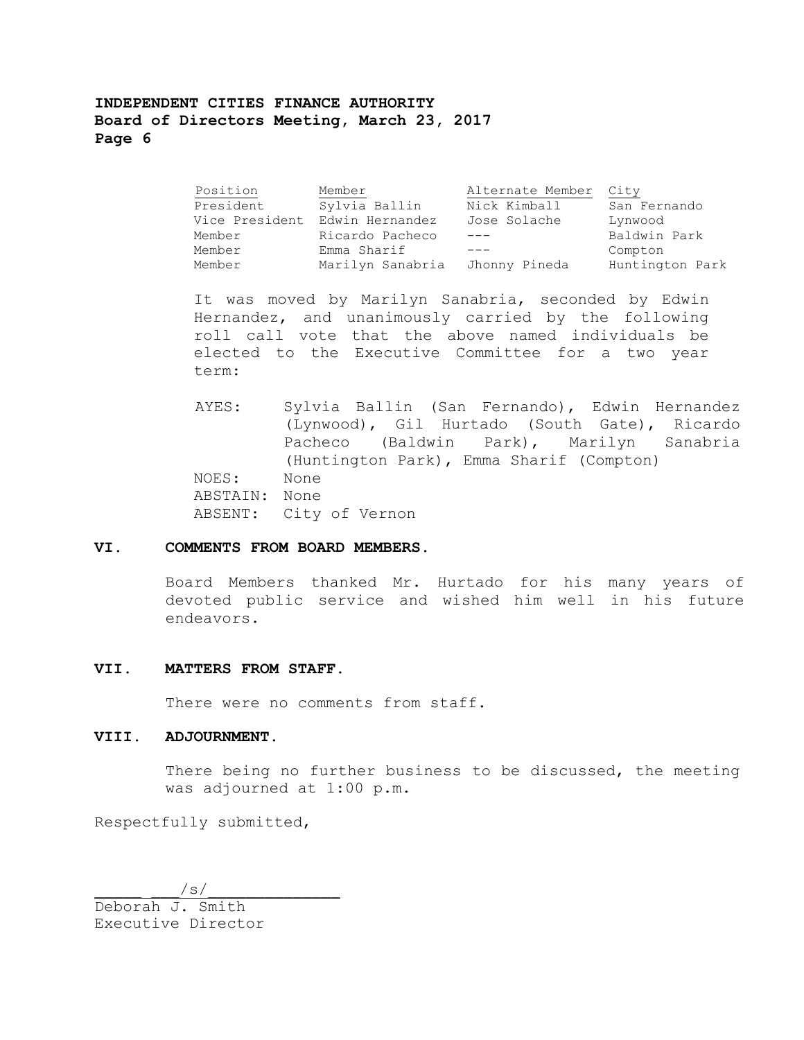| Position | Member | Alternate Member | City |
|---|---|---|---|
| President | Sylvia Ballin | Nick Kimball | San Fernando |
| Vice President | Edwin Hernandez | Jose Solache | Lynwood |
| Member | Ricardo Pacheco | --- | Baldwin Park |
| Member | Emma Sharif | --- | Compton |
| Member | Marilyn Sanabria | Jhonny Pineda | Huntington Park |

It was moved by Marilyn Sanabria, seconded by Edwin Hernandez, and unanimously carried by the following roll call vote that the above named individuals be elected to the Executive Committee for a two year term:

AYES: Sylvia Ballin (San Fernando), Edwin Hernandez (Lynwood), Gil Hurtado (South Gate), Ricardo Pacheco (Baldwin Park), Marilyn Sanabria (Huntington Park), Emma Sharif (Compton)
NOES: None
ABSTAIN: None
ABSENT: City of Vernon

## VI. COMMENTS FROM BOARD MEMBERS.

Board Members thanked Mr. Hurtado for his many years of devoted public service and wished him well in his future endeavors.

## VII. MATTERS FROM STAFF.

There were no comments from staff.

## VIII. ADJOURNMENT.

There being no further business to be discussed, the meeting was adjourned at 1:00 p.m.

Respectfully submitted,

/s/
Deborah J. Smith
Executive Director